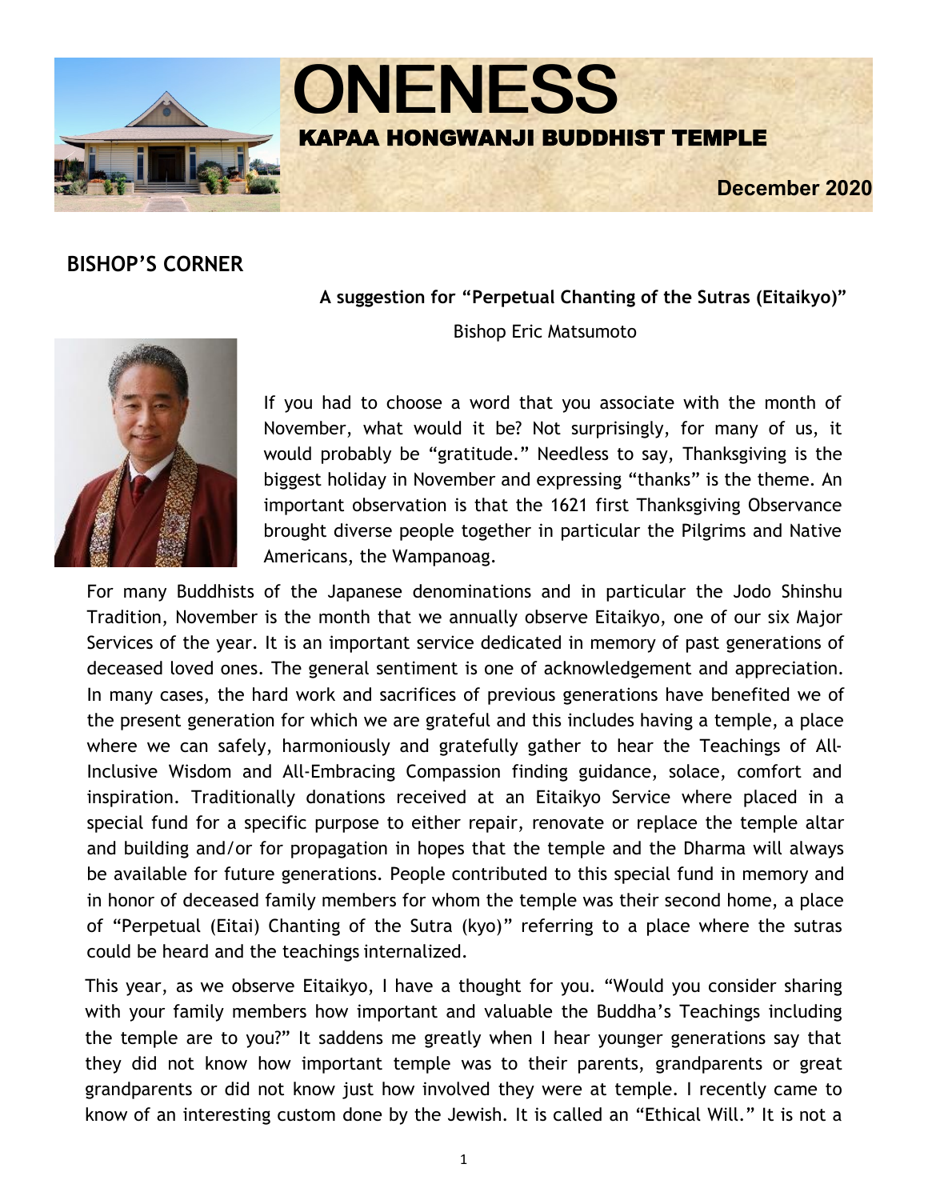# ONENESS

## KAPAA HONGWANJI BUDDHIST TEMPLE

**December 2020**

## BISHOP'S CORNER

**A suggestion for "Perpetual Chanting of the Sutras (Eitaikyo)"**

Bishop Eric Matsumoto

If you had to choose a word that you associate with the month of November, what would it be? Not surprisingly, for many of us, it would probably be "gratitude." Needless to say, Thanksgiving is the biggest holiday in November and expressing "thanks" is the theme. An important observation is that the 1621 first Thanksgiving Observance brought diverse people together in particular the Pilgrims and Native Americans, the Wampanoag.

For many Buddhists of the Japanese denominations and in particular the Jodo Shinshu Tradition, November is the month that we annually observe Eitaikyo, one of our six Major Services of the year. It is an important service dedicated in memory of past generations of deceased loved ones. The general sentiment is one of acknowledgement and appreciation. In many cases, the hard work and sacrifices of previous generations have benefited we of the present generation for which we are grateful and this includes having a temple, a place where we can safely, harmoniously and gratefully gather to hear the Teachings of All-Inclusive Wisdom and All-Embracing Compassion finding guidance, solace, comfort and inspiration. Traditionally donations received at an Eitaikyo Service where placed in a special fund for a specific purpose to either repair, renovate or replace the temple altar and building and/or for propagation in hopes that the temple and the Dharma will always be available for future generations. People contributed to this special fund in memory and in honor of deceased family members for whom the temple was their second home, a place of "Perpetual (Eitai) Chanting of the Sutra (kyo)" referring to a place where the sutras could be heard and the teachings internalized.

This year, as we observe Eitaikyo, I have a thought for you. "Would you consider sharing with your family members how important and valuable the Buddha's Teachings including the temple are to you?" It saddens me greatly when I hear younger generations say that they did not know how important temple was to their parents, grandparents or great grandparents or did not know just how involved they were at temple. I recently came to know of an interesting custom done by the Jewish. It is called an "Ethical Will." It is not a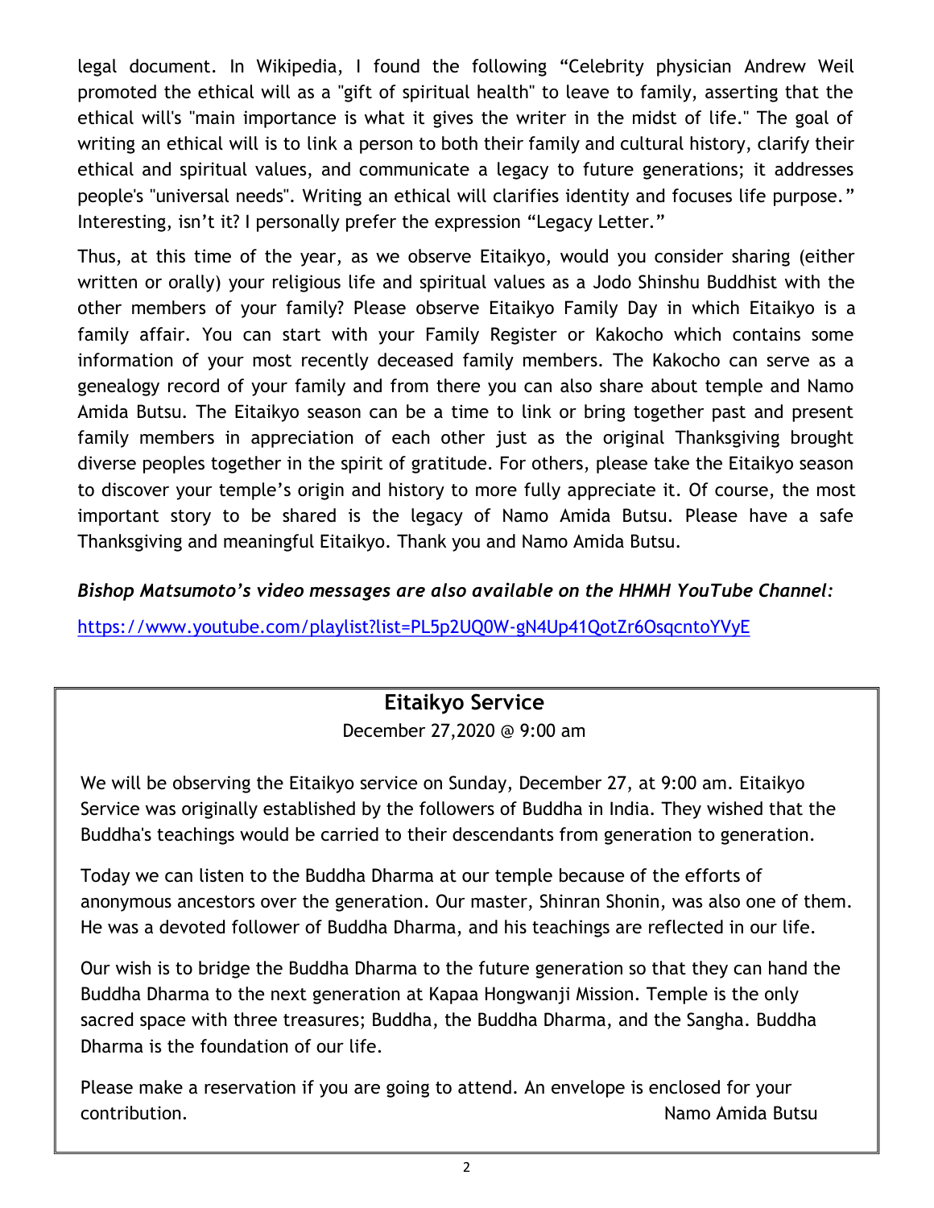legal document. In Wikipedia, I found the following "Celebrity physician Andrew Weil promoted the ethical will as a "gift of spiritual health" to leave to family, asserting that the ethical will's "main importance is what it gives the writer in the midst of life." The goal of writing an ethical will is to link a person to both their family and cultural history, clarify their ethical and spiritual values, and communicate a legacy to future generations; it addresses people's "universal needs". Writing an ethical will clarifies identity and focuses life purpose." Interesting, isn't it? I personally prefer the expression "Legacy Letter."

Thus, at this time of the year, as we observe Eitaikyo, would you consider sharing (either written or orally) your religious life and spiritual values as a Jodo Shinshu Buddhist with the other members of your family? Please observe Eitaikyo Family Day in which Eitaikyo is a family affair. You can start with your Family Register or Kakocho which contains some information of your most recently deceased family members. The Kakocho can serve as a genealogy record of your family and from there you can also share about temple and Namo Amida Butsu. The Eitaikyo season can be a time to link or bring together past and present family members in appreciation of each other just as the original Thanksgiving brought diverse peoples together in the spirit of gratitude. For others, please take the Eitaikyo season to discover your temple's origin and history to more fully appreciate it. Of course, the most important story to be shared is the legacy of Namo Amida Butsu. Please have a safe Thanksgiving and meaningful Eitaikyo. Thank you and Namo Amida Butsu.

***Bishop Matsumoto's video messages are also available on the HHMH YouTube Channel:***

https://www.youtube.com/playlist?list=PL5p2UQ0W-gN4Up41QotZr6OsqcntoYVyE

## Eitaikyo Service

December 27,2020 @ 9:00 am

We will be observing the Eitaikyo service on Sunday, December 27, at 9:00 am. Eitaikyo Service was originally established by the followers of Buddha in India. They wished that the Buddha's teachings would be carried to their descendants from generation to generation.

Today we can listen to the Buddha Dharma at our temple because of the efforts of anonymous ancestors over the generation. Our master, Shinran Shonin, was also one of them. He was a devoted follower of Buddha Dharma, and his teachings are reflected in our life.

Our wish is to bridge the Buddha Dharma to the future generation so that they can hand the Buddha Dharma to the next generation at Kapaa Hongwanji Mission. Temple is the only sacred space with three treasures; Buddha, the Buddha Dharma, and the Sangha. Buddha Dharma is the foundation of our life.

Please make a reservation if you are going to attend. An envelope is enclosed for your contribution.

Namo Amida Butsu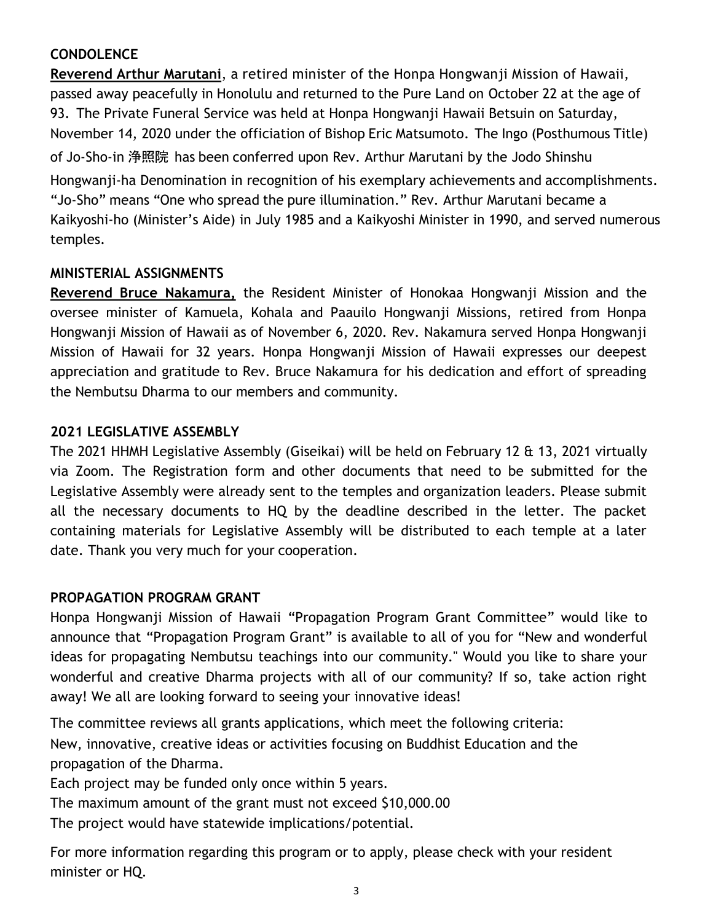## CONDOLENCE

**Reverend Arthur Marutani**, a retired minister of the Honpa Hongwanji Mission of Hawaii, passed away peacefully in Honolulu and returned to the Pure Land on October 22 at the age of 93. The Private Funeral Service was held at Honpa Hongwanji Hawaii Betsuin on Saturday, November 14, 2020 under the officiation of Bishop Eric Matsumoto. The Ingo (Posthumous Title) of Jo-Sho-in 浄照院 has been conferred upon Rev. Arthur Marutani by the Jodo Shinshu Hongwanji-ha Denomination in recognition of his exemplary achievements and accomplishments. “Jo-Sho” means “One who spread the pure illumination.” Rev. Arthur Marutani became a Kaikyoshi-ho (Minister’s Aide) in July 1985 and a Kaikyoshi Minister in 1990, and served numerous temples.

## MINISTERIAL ASSIGNMENTS

**Reverend Bruce Nakamura,** the Resident Minister of Honokaa Hongwanji Mission and the oversee minister of Kamuela, Kohala and Paauilo Hongwanji Missions, retired from Honpa Hongwanji Mission of Hawaii as of November 6, 2020. Rev. Nakamura served Honpa Hongwanji Mission of Hawaii for 32 years. Honpa Hongwanji Mission of Hawaii expresses our deepest appreciation and gratitude to Rev. Bruce Nakamura for his dedication and effort of spreading the Nembutsu Dharma to our members and community.

## 2021 LEGISLATIVE ASSEMBLY

The 2021 HHMH Legislative Assembly (Giseikai) will be held on February 12 & 13, 2021 virtually via Zoom. The Registration form and other documents that need to be submitted for the Legislative Assembly were already sent to the temples and organization leaders. Please submit all the necessary documents to HQ by the deadline described in the letter. The packet containing materials for Legislative Assembly will be distributed to each temple at a later date. Thank you very much for your cooperation.

## PROPAGATION PROGRAM GRANT

Honpa Hongwanji Mission of Hawaii “Propagation Program Grant Committee” would like to announce that “Propagation Program Grant” is available to all of you for “New and wonderful ideas for propagating Nembutsu teachings into our community." Would you like to share your wonderful and creative Dharma projects with all of our community? If so, take action right away! We all are looking forward to seeing your innovative ideas!

The committee reviews all grants applications, which meet the following criteria:

New, innovative, creative ideas or activities focusing on Buddhist Education and the propagation of the Dharma.

Each project may be funded only once within 5 years.

The maximum amount of the grant must not exceed $10,000.00

The project would have statewide implications/potential.

For more information regarding this program or to apply, please check with your resident minister or HQ.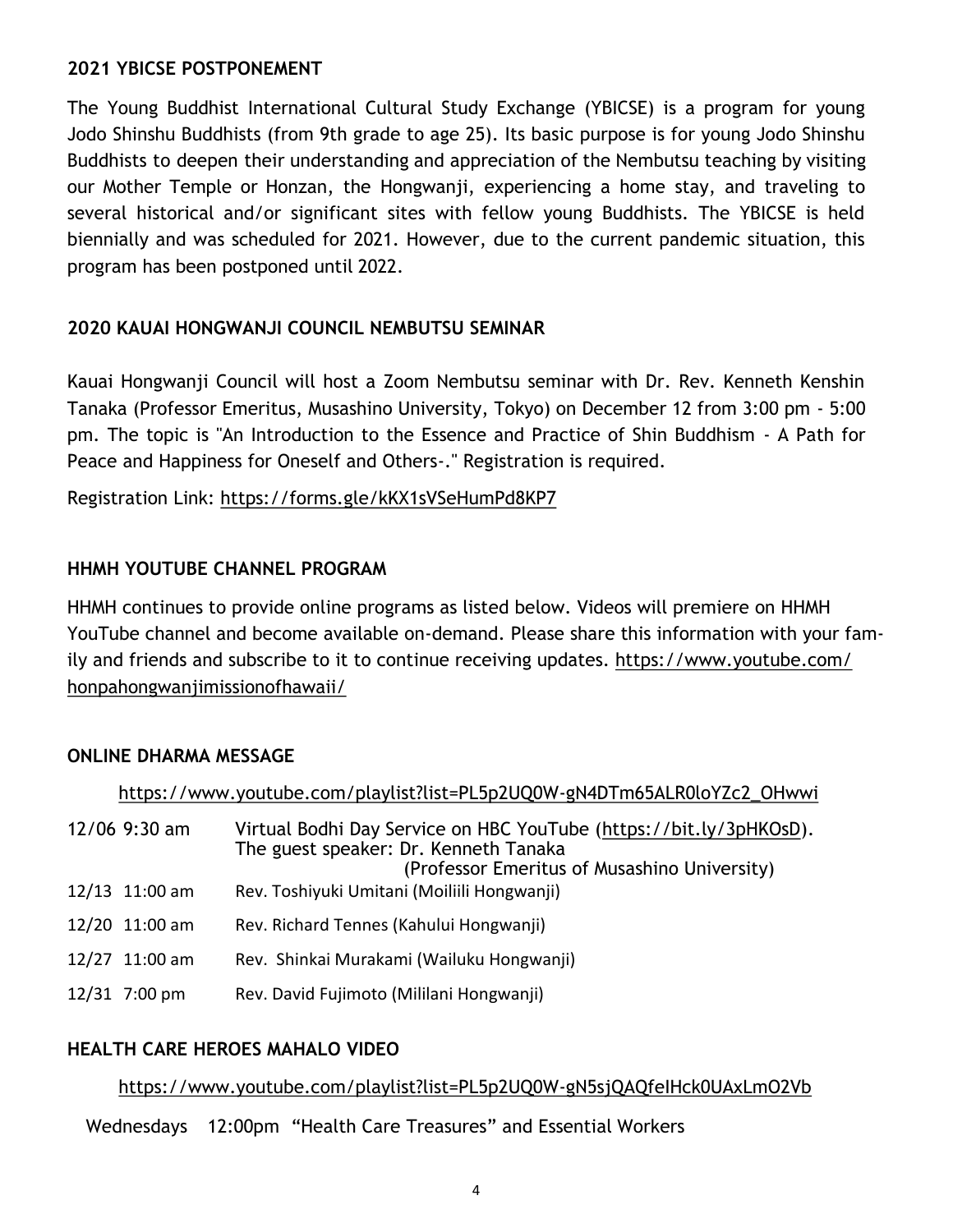## 2021 YBICSE POSTPONEMENT

The Young Buddhist International Cultural Study Exchange (YBICSE) is a program for young Jodo Shinshu Buddhists (from 9th grade to age 25). Its basic purpose is for young Jodo Shinshu Buddhists to deepen their understanding and appreciation of the Nembutsu teaching by visiting our Mother Temple or Honzan, the Hongwanji, experiencing a home stay, and traveling to several historical and/or significant sites with fellow young Buddhists. The YBICSE is held biennially and was scheduled for 2021. However, due to the current pandemic situation, this program has been postponed until 2022.

## 2020 KAUAI HONGWANJI COUNCIL NEMBUTSU SEMINAR

Kauai Hongwanji Council will host a Zoom Nembutsu seminar with Dr. Rev. Kenneth Kenshin Tanaka (Professor Emeritus, Musashino University, Tokyo) on December 12 from 3:00 pm - 5:00 pm. The topic is "An Introduction to the Essence and Practice of Shin Buddhism - A Path for Peace and Happiness for Oneself and Others-." Registration is required.

Registration Link: https://forms.gle/kKX1sVSeHumPd8KP7

## HHMH YOUTUBE CHANNEL PROGRAM

HHMH continues to provide online programs as listed below. Videos will premiere on HHMH YouTube channel and become available on-demand. Please share this information with your family and friends and subscribe to it to continue receiving updates. https://www.youtube.com/honpahongwanjimissionofhawaii/

## ONLINE DHARMA MESSAGE

https://www.youtube.com/playlist?list=PL5p2UQ0W-gN4DTm65ALR0loYZc2_OHwwi

| | |
|---|---|
| 12/06 9:30 am | Virtual Bodhi Day Service on HBC YouTube (https://bit.ly/3pHKOsD). The guest speaker: Dr. Kenneth Tanaka (Professor Emeritus of Musashino University) |
| 12/13 11:00 am | Rev. Toshiyuki Umitani (Moiliili Hongwanji) |
| 12/20 11:00 am | Rev. Richard Tennes (Kahului Hongwanji) |
| 12/27 11:00 am | Rev. Shinkai Murakami (Wailuku Hongwanji) |
| 12/31 7:00 pm | Rev. David Fujimoto (Mililani Hongwanji) |

## HEALTH CARE HEROES MAHALO VIDEO

https://www.youtube.com/playlist?list=PL5p2UQ0W-gN5sjQAQfeIHck0UAxLmO2Vb

Wednesdays 12:00pm "Health Care Treasures" and Essential Workers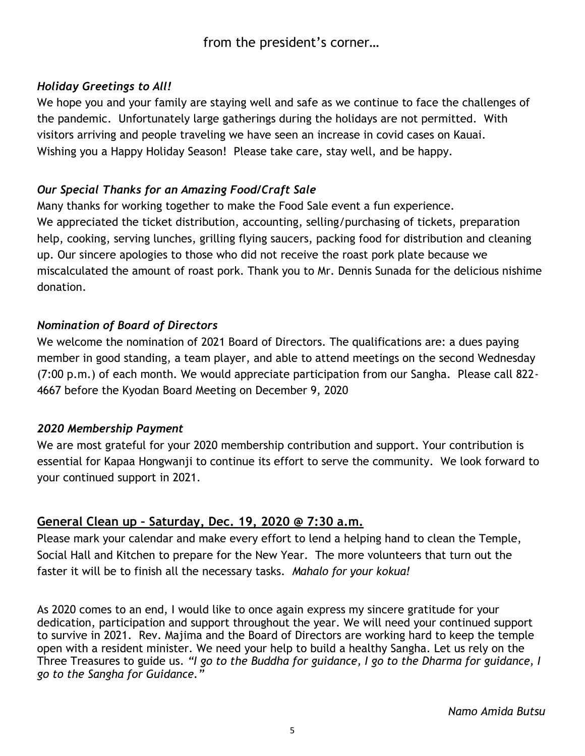## from the president's corner…

### *Holiday Greetings to All!*

We hope you and your family are staying well and safe as we continue to face the challenges of the pandemic. Unfortunately large gatherings during the holidays are not permitted. With visitors arriving and people traveling we have seen an increase in covid cases on Kauai. Wishing you a Happy Holiday Season! Please take care, stay well, and be happy.

### *Our Special Thanks for an Amazing Food/Craft Sale*

Many thanks for working together to make the Food Sale event a fun experience. We appreciated the ticket distribution, accounting, selling/purchasing of tickets, preparation help, cooking, serving lunches, grilling flying saucers, packing food for distribution and cleaning up. Our sincere apologies to those who did not receive the roast pork plate because we miscalculated the amount of roast pork. Thank you to Mr. Dennis Sunada for the delicious nishime donation.

### *Nomination of Board of Directors*

We welcome the nomination of 2021 Board of Directors. The qualifications are: a dues paying member in good standing, a team player, and able to attend meetings on the second Wednesday (7:00 p.m.) of each month. We would appreciate participation from our Sangha. Please call 822-4667 before the Kyodan Board Meeting on December 9, 2020

### *2020 Membership Payment*

We are most grateful for your 2020 membership contribution and support. Your contribution is essential for Kapaa Hongwanji to continue its effort to serve the community. We look forward to your continued support in 2021.

## General Clean up – Saturday, Dec. 19, 2020 @ 7:30 a.m.

Please mark your calendar and make every effort to lend a helping hand to clean the Temple, Social Hall and Kitchen to prepare for the New Year. The more volunteers that turn out the faster it will be to finish all the necessary tasks. *Mahalo for your kokua!*

As 2020 comes to an end, I would like to once again express my sincere gratitude for your dedication, participation and support throughout the year. We will need your continued support to survive in 2021. Rev. Majima and the Board of Directors are working hard to keep the temple open with a resident minister. We need your help to build a healthy Sangha. Let us rely on the Three Treasures to guide us. *"I go to the Buddha for guidance, I go to the Dharma for guidance, I go to the Sangha for Guidance."*

*Namo Amida Butsu*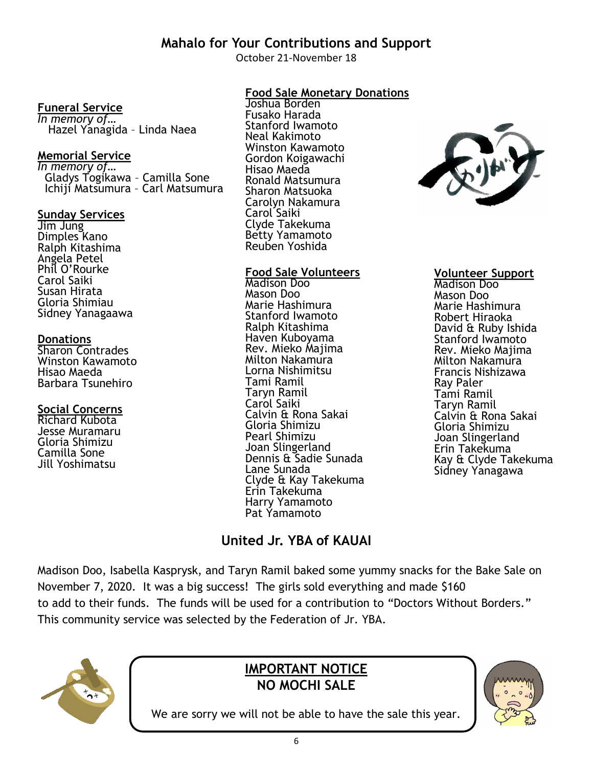# Mahalo for Your Contributions and Support

October 21-November 18

**Funeral Service**

*In memory of…*
Hazel Yanagida – Linda Naea

**Memorial Service**

*In memory of…*
Gladys Togikawa – Camilla Sone
Ichiji Matsumura – Carl Matsumura

**Sunday Services**

Jim Jung
Dimples Kano
Ralph Kitashima
Angela Petel
Phil O'Rourke
Carol Saiki
Susan Hirata
Gloria Shimiau
Sidney Yanagaawa

**Donations**

Sharon Contrades
Winston Kawamoto
Hisao Maeda
Barbara Tsunehiro

**Social Concerns**

Richard Kubota
Jesse Muramaru
Gloria Shimizu
Camilla Sone
Jill Yoshimatsu

**Food Sale Monetary Donations**

Joshua Borden
Fusako Harada
Stanford Iwamoto
Neal Kakimoto
Winston Kawamoto
Gordon Koigawachi
Hisao Maeda
Ronald Matsumura
Sharon Matsuoka
Carolyn Nakamura
Carol Saiki
Clyde Takekuma
Betty Yamamoto
Reuben Yoshida

**Food Sale Volunteers**

Madison Doo
Mason Doo
Marie Hashimura
Stanford Iwamoto
Ralph Kitashima
Haven Kuboyama
Rev. Mieko Majima
Milton Nakamura
Lorna Nishimitsu
Tami Ramil
Taryn Ramil
Carol Saiki
Calvin & Rona Sakai
Gloria Shimizu
Pearl Shimizu
Joan Slingerland
Dennis & Sadie Sunada
Lane Sunada
Clyde & Kay Takekuma
Erin Takekuma
Harry Yamamoto
Pat Yamamoto

**Volunteer Support**

Madison Doo
Mason Doo
Marie Hashimura
Robert Hiraoka
David & Ruby Ishida
Stanford Iwamoto
Rev. Mieko Majima
Milton Nakamura
Francis Nishizawa
Ray Paler
Tami Ramil
Taryn Ramil
Calvin & Rona Sakai
Gloria Shimizu
Joan Slingerland
Erin Takekuma
Kay & Clyde Takekuma
Sidney Yanagawa

## United Jr. YBA of KAUAI

Madison Doo, Isabella Kasprysk, and Taryn Ramil baked some yummy snacks for the Bake Sale on November 7, 2020. It was a big success! The girls sold everything and made $160 to add to their funds. The funds will be used for a contribution to "Doctors Without Borders." This community service was selected by the Federation of Jr. YBA.

**IMPORTANT NOTICE**
**NO MOCHI SALE**

We are sorry we will not be able to have the sale this year.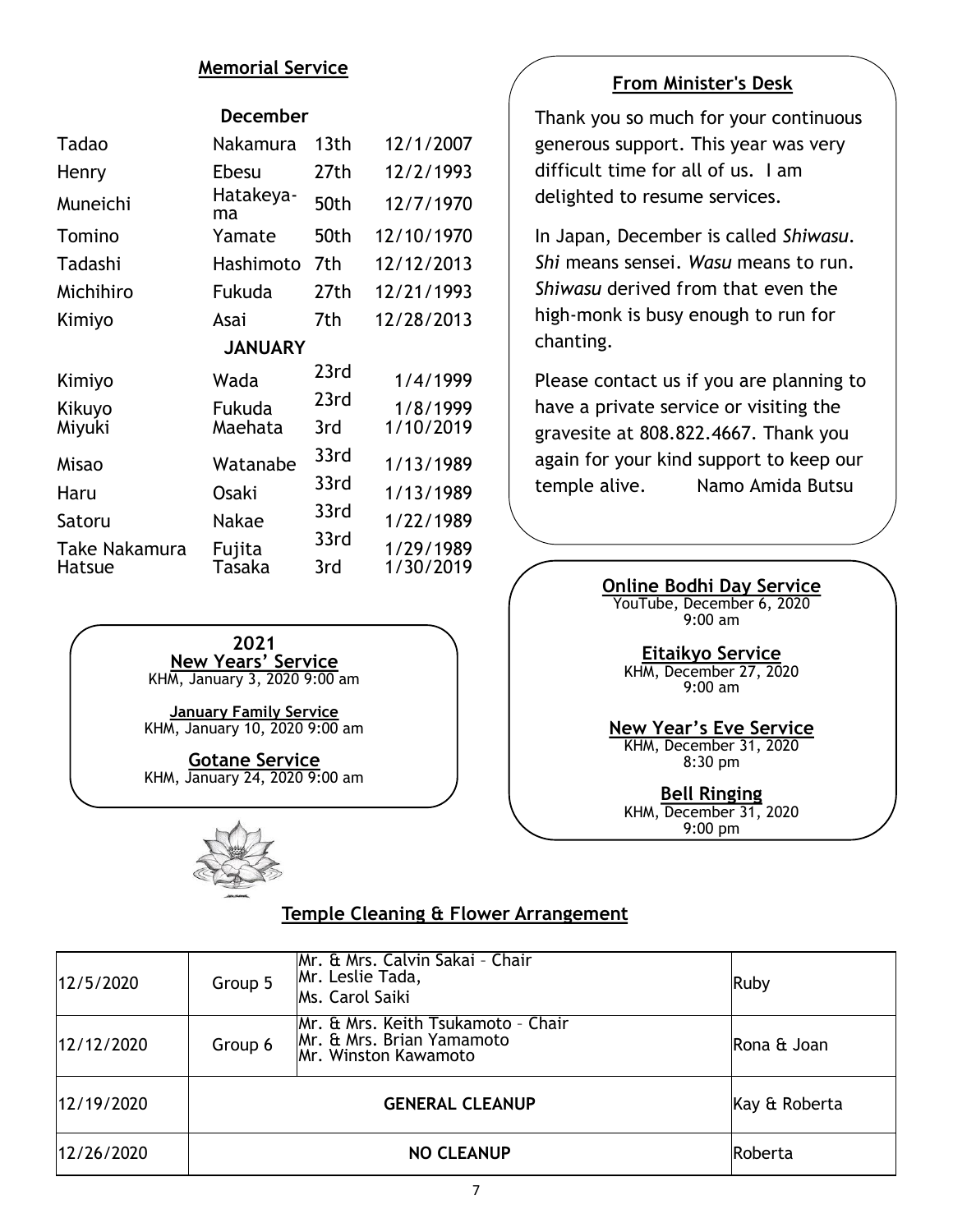## Memorial Service

### December

| | | | |
|---|---|---|---|
| Tadao | Nakamura | 13th | 12/1/2007 |
| Henry | Ebesu | 27th | 12/2/1993 |
| Muneichi | Hatakeyama | 50th | 12/7/1970 |
| Tomino | Yamate | 50th | 12/10/1970 |
| Tadashi | Hashimoto | 7th | 12/12/2013 |
| Michihiro | Fukuda | 27th | 12/21/1993 |
| Kimiyo | Asai | 7th | 12/28/2013 |

### JANUARY

| | | | |
|---|---|---|---|
| Kimiyo | Wada | 23rd | 1/4/1999 |
| Kikuyo | Fukuda | 23rd | 1/8/1999 |
| Miyuki | Maehata | 3rd | 1/10/2019 |
| Misao | Watanabe | 33rd | 1/13/1989 |
| Haru | Osaki | 33rd | 1/13/1989 |
| Satoru | Nakae | 33rd | 1/22/1989 |
| Take Nakamura | Fujita | 33rd | 1/29/1989 |
| Hatsue | Tasaka | 3rd | 1/30/2019 |

**2021**
**New Years' Service**
KHM, January 3, 2020 9:00 am

**January Family Service**
KHM, January 10, 2020 9:00 am

**Gotane Service**
KHM, January 24, 2020 9:00 am

## From Minister's Desk

Thank you so much for your continuous generous support. This year was very difficult time for all of us. I am delighted to resume services.

In Japan, December is called *Shiwasu*. *Shi* means sensei. *Wasu* means to run. *Shiwasu* derived from that even the high-monk is busy enough to run for chanting.

Please contact us if you are planning to have a private service or visiting the gravesite at 808.822.4667. Thank you again for your kind support to keep our temple alive. Namo Amida Butsu

**Online Bodhi Day Service**
YouTube, December 6, 2020
9:00 am

**Eitaikyo Service**
KHM, December 27, 2020
9:00 am

**New Year's Eve Service**
KHM, December 31, 2020
8:30 pm

**Bell Ringing**
KHM, December 31, 2020
9:00 pm

## Temple Cleaning & Flower Arrangement

| | | | |
|---|---|---|---|
| 12/5/2020 | Group 5 | Mr. & Mrs. Calvin Sakai – Chair<br>Mr. Leslie Tada,<br>Ms. Carol Saiki | Ruby |
| 12/12/2020 | Group 6 | Mr. & Mrs. Keith Tsukamoto – Chair<br>Mr. & Mrs. Brian Yamamoto<br>Mr. Winston Kawamoto | Rona & Joan |
| 12/19/2020 | **GENERAL CLEANUP** | | Kay & Roberta |
| 12/26/2020 | **NO CLEANUP** | | Roberta |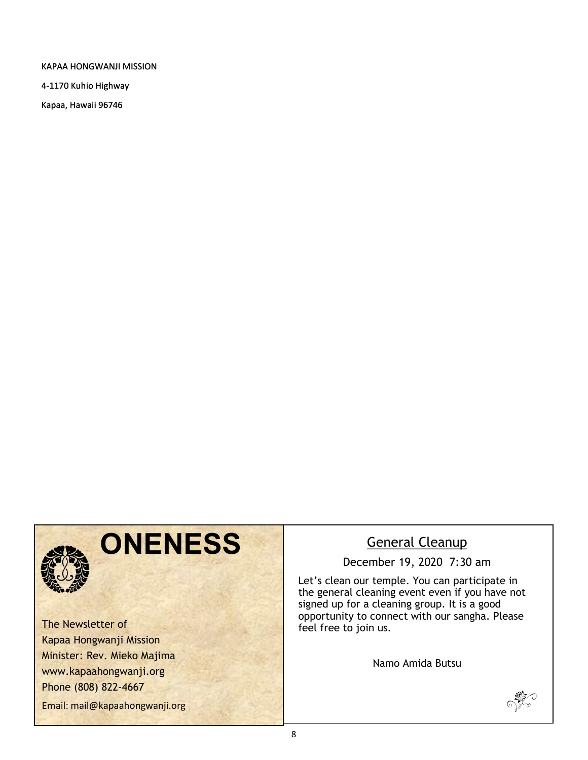KAPAA HONGWANJI MISSION

4-1170 Kuhio Highway

Kapaa, Hawaii 96746

# ONENESS

The Newsletter of

Kapaa Hongwanji Mission

Minister: Rev. Mieko Majima

www.kapaahongwanji.org

Phone (808) 822-4667

Email: mail@kapaahongwanji.org

## General Cleanup

December 19, 2020 7:30 am

Let's clean our temple. You can participate in the general cleaning event even if you have not signed up for a cleaning group. It is a good opportunity to connect with our sangha. Please feel free to join us.

Namo Amida Butsu